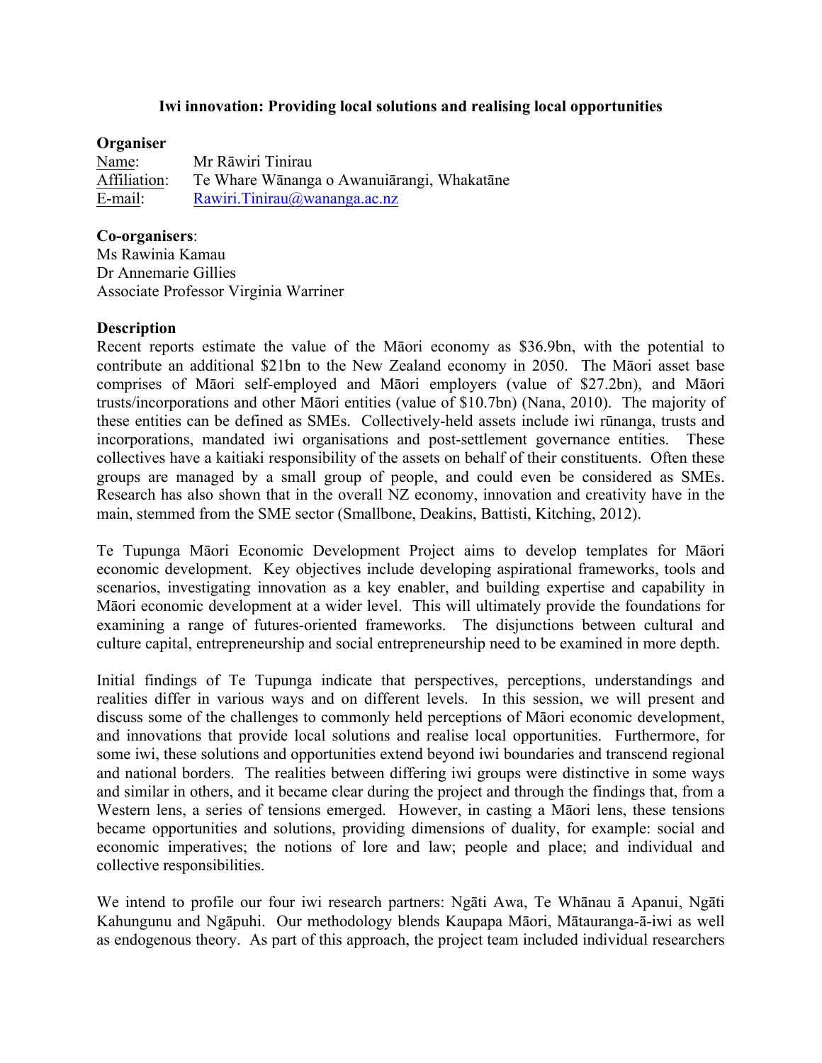**Iwi innovation: Providing local solutions and realising local opportunities**

**Organiser**

Name: Mr Rāwiri Tinirau
Affiliation: Te Whare Wānanga o Awanuiārangi, Whakatāne
E-mail: Rawiri.Tinirau@wananga.ac.nz

**Co-organisers**:
Ms Rawinia Kamau
Dr Annemarie Gillies
Associate Professor Virginia Warriner

**Description**

Recent reports estimate the value of the Māori economy as $36.9bn, with the potential to contribute an additional $21bn to the New Zealand economy in 2050. The Māori asset base comprises of Māori self-employed and Māori employers (value of $27.2bn), and Māori trusts/incorporations and other Māori entities (value of $10.7bn) (Nana, 2010). The majority of these entities can be defined as SMEs. Collectively-held assets include iwi rūnanga, trusts and incorporations, mandated iwi organisations and post-settlement governance entities. These collectives have a kaitiaki responsibility of the assets on behalf of their constituents. Often these groups are managed by a small group of people, and could even be considered as SMEs. Research has also shown that in the overall NZ economy, innovation and creativity have in the main, stemmed from the SME sector (Smallbone, Deakins, Battisti, Kitching, 2012).

Te Tupunga Māori Economic Development Project aims to develop templates for Māori economic development. Key objectives include developing aspirational frameworks, tools and scenarios, investigating innovation as a key enabler, and building expertise and capability in Māori economic development at a wider level. This will ultimately provide the foundations for examining a range of futures-oriented frameworks. The disjunctions between cultural and culture capital, entrepreneurship and social entrepreneurship need to be examined in more depth.

Initial findings of Te Tupunga indicate that perspectives, perceptions, understandings and realities differ in various ways and on different levels. In this session, we will present and discuss some of the challenges to commonly held perceptions of Māori economic development, and innovations that provide local solutions and realise local opportunities. Furthermore, for some iwi, these solutions and opportunities extend beyond iwi boundaries and transcend regional and national borders. The realities between differing iwi groups were distinctive in some ways and similar in others, and it became clear during the project and through the findings that, from a Western lens, a series of tensions emerged. However, in casting a Māori lens, these tensions became opportunities and solutions, providing dimensions of duality, for example: social and economic imperatives; the notions of lore and law; people and place; and individual and collective responsibilities.

We intend to profile our four iwi research partners: Ngāti Awa, Te Whānau ā Apanui, Ngāti Kahungunu and Ngāpuhi. Our methodology blends Kaupapa Māori, Mātauranga-ā-iwi as well as endogenous theory. As part of this approach, the project team included individual researchers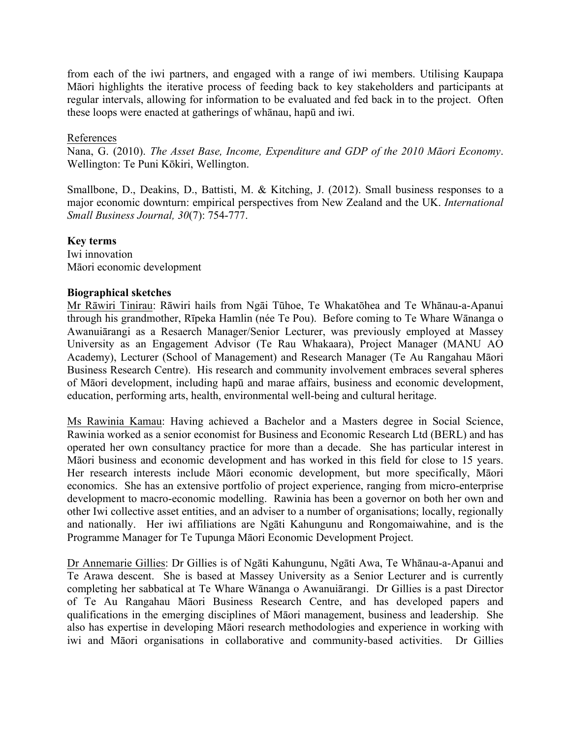from each of the iwi partners, and engaged with a range of iwi members. Utilising Kaupapa Māori highlights the iterative process of feeding back to key stakeholders and participants at regular intervals, allowing for information to be evaluated and fed back in to the project. Often these loops were enacted at gatherings of whānau, hapū and iwi.

References

Nana, G. (2010). *The Asset Base, Income, Expenditure and GDP of the 2010 Māori Economy*. Wellington: Te Puni Kōkiri, Wellington.

Smallbone, D., Deakins, D., Battisti, M. & Kitching, J. (2012). Small business responses to a major economic downturn: empirical perspectives from New Zealand and the UK. *International Small Business Journal, 30*(7): 754-777.

**Key terms**

Iwi innovation
Māori economic development

**Biographical sketches**

Mr Rāwiri Tinirau: Rāwiri hails from Ngāi Tūhoe, Te Whakatōhea and Te Whānau-a-Apanui through his grandmother, Rīpeka Hamlin (née Te Pou). Before coming to Te Whare Wānanga o Awanuiārangi as a Resaerch Manager/Senior Lecturer, was previously employed at Massey University as an Engagement Advisor (Te Rau Whakaara), Project Manager (MANU AO Academy), Lecturer (School of Management) and Research Manager (Te Au Rangahau Māori Business Research Centre). His research and community involvement embraces several spheres of Māori development, including hapū and marae affairs, business and economic development, education, performing arts, health, environmental well-being and cultural heritage.

Ms Rawinia Kamau: Having achieved a Bachelor and a Masters degree in Social Science, Rawinia worked as a senior economist for Business and Economic Research Ltd (BERL) and has operated her own consultancy practice for more than a decade. She has particular interest in Māori business and economic development and has worked in this field for close to 15 years. Her research interests include Māori economic development, but more specifically, Māori economics. She has an extensive portfolio of project experience, ranging from micro-enterprise development to macro-economic modelling. Rawinia has been a governor on both her own and other Iwi collective asset entities, and an adviser to a number of organisations; locally, regionally and nationally. Her iwi affiliations are Ngāti Kahungunu and Rongomaiwahine, and is the Programme Manager for Te Tupunga Māori Economic Development Project.

Dr Annemarie Gillies: Dr Gillies is of Ngāti Kahungunu, Ngāti Awa, Te Whānau-a-Apanui and Te Arawa descent. She is based at Massey University as a Senior Lecturer and is currently completing her sabbatical at Te Whare Wānanga o Awanuiārangi. Dr Gillies is a past Director of Te Au Rangahau Māori Business Research Centre, and has developed papers and qualifications in the emerging disciplines of Māori management, business and leadership. She also has expertise in developing Māori research methodologies and experience in working with iwi and Māori organisations in collaborative and community-based activities. Dr Gillies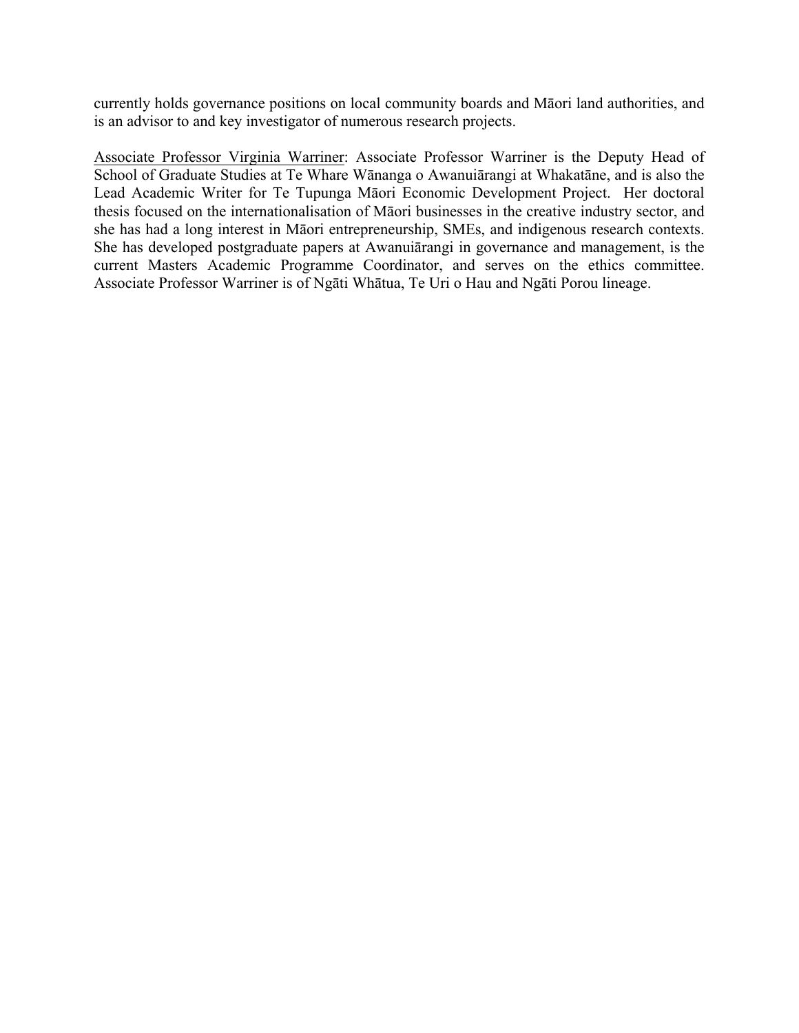currently holds governance positions on local community boards and Māori land authorities, and is an advisor to and key investigator of numerous research projects.

<u>Associate Professor Virginia Warriner</u>: Associate Professor Warriner is the Deputy Head of School of Graduate Studies at Te Whare Wānanga o Awanuiārangi at Whakatāne, and is also the Lead Academic Writer for Te Tupunga Māori Economic Development Project. Her doctoral thesis focused on the internationalisation of Māori businesses in the creative industry sector, and she has had a long interest in Māori entrepreneurship, SMEs, and indigenous research contexts. She has developed postgraduate papers at Awanuiārangi in governance and management, is the current Masters Academic Programme Coordinator, and serves on the ethics committee. Associate Professor Warriner is of Ngāti Whātua, Te Uri o Hau and Ngāti Porou lineage.